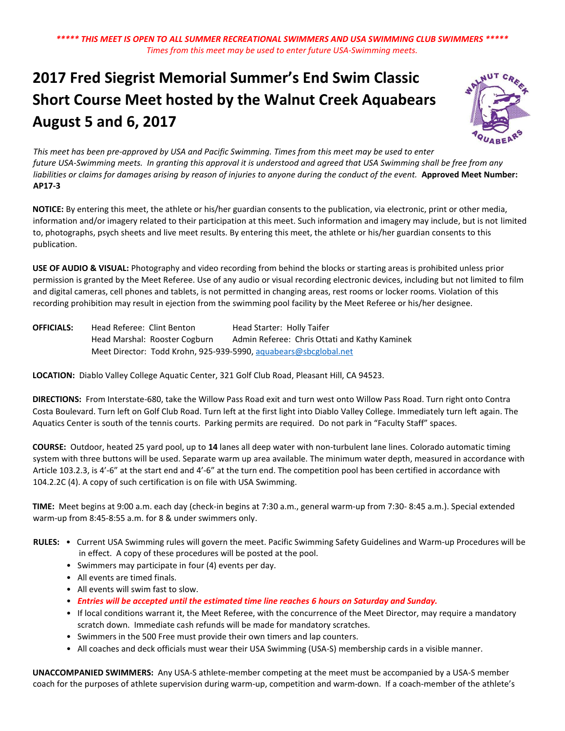***\*\*\*\*\* THIS MEET IS OPEN TO ALL SUMMER RECREATIONAL SWIMMERS AND USA SWIMMING CLUB SWIMMERS \*\*\*\*\****

*Times from this meet may be used to enter future USA-Swimming meets.*

# 2017 Fred Siegrist Memorial Summer's End Swim Classic Short Course Meet hosted by the Walnut Creek Aquabears August 5 and 6, 2017

*This meet has been pre-approved by USA and Pacific Swimming. Times from this meet may be used to enter future USA-Swimming meets. In granting this approval it is understood and agreed that USA Swimming shall be free from any liabilities or claims for damages arising by reason of injuries to anyone during the conduct of the event.* **Approved Meet Number: AP17-3**

**NOTICE:** By entering this meet, the athlete or his/her guardian consents to the publication, via electronic, print or other media, information and/or imagery related to their participation at this meet. Such information and imagery may include, but is not limited to, photographs, psych sheets and live meet results. By entering this meet, the athlete or his/her guardian consents to this publication.

**USE OF AUDIO & VISUAL:** Photography and video recording from behind the blocks or starting areas is prohibited unless prior permission is granted by the Meet Referee. Use of any audio or visual recording electronic devices, including but not limited to film and digital cameras, cell phones and tablets, is not permitted in changing areas, rest rooms or locker rooms. Violation of this recording prohibition may result in ejection from the swimming pool facility by the Meet Referee or his/her designee.

**OFFICIALS:** Head Referee: Clint Benton — Head Starter: Holly Taifer
Head Marshal: Rooster Cogburn — Admin Referee: Chris Ottati and Kathy Kaminek
Meet Director: Todd Krohn, 925-939-5990, aquabears@sbcglobal.net

**LOCATION:** Diablo Valley College Aquatic Center, 321 Golf Club Road, Pleasant Hill, CA 94523.

**DIRECTIONS:** From Interstate-680, take the Willow Pass Road exit and turn west onto Willow Pass Road. Turn right onto Contra Costa Boulevard. Turn left on Golf Club Road. Turn left at the first light into Diablo Valley College. Immediately turn left again. The Aquatics Center is south of the tennis courts. Parking permits are required. Do not park in "Faculty Staff" spaces.

**COURSE:** Outdoor, heated 25 yard pool, up to **14** lanes all deep water with non-turbulent lane lines. Colorado automatic timing system with three buttons will be used. Separate warm up area available. The minimum water depth, measured in accordance with Article 103.2.3, is 4'-6" at the start end and 4'-6" at the turn end. The competition pool has been certified in accordance with 104.2.2C (4). A copy of such certification is on file with USA Swimming.

**TIME:** Meet begins at 9:00 a.m. each day (check-in begins at 7:30 a.m., general warm-up from 7:30- 8:45 a.m.). Special extended warm-up from 8:45-8:55 a.m. for 8 & under swimmers only.

**RULES:**

- Current USA Swimming rules will govern the meet. Pacific Swimming Safety Guidelines and Warm-up Procedures will be in effect. A copy of these procedures will be posted at the pool.
- Swimmers may participate in four (4) events per day.
- All events are timed finals.
- All events will swim fast to slow.
- ***Entries will be accepted until the estimated time line reaches 6 hours on Saturday and Sunday.***
- If local conditions warrant it, the Meet Referee, with the concurrence of the Meet Director, may require a mandatory scratch down. Immediate cash refunds will be made for mandatory scratches.
- Swimmers in the 500 Free must provide their own timers and lap counters.
- All coaches and deck officials must wear their USA Swimming (USA-S) membership cards in a visible manner.

**UNACCOMPANIED SWIMMERS:** Any USA-S athlete-member competing at the meet must be accompanied by a USA-S member coach for the purposes of athlete supervision during warm-up, competition and warm-down. If a coach-member of the athlete's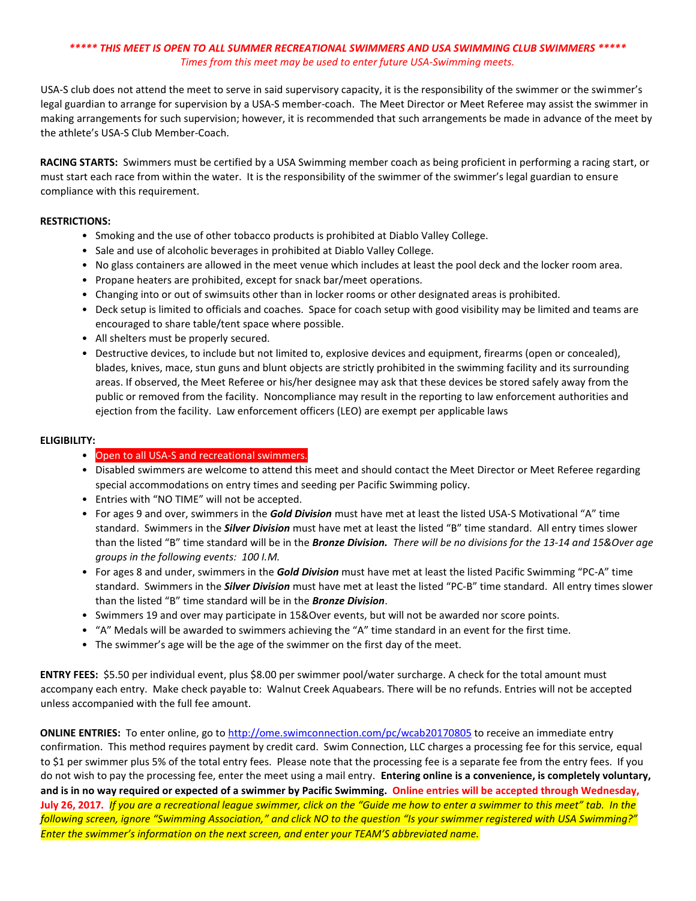***\*\*\*\*\* THIS MEET IS OPEN TO ALL SUMMER RECREATIONAL SWIMMERS AND USA SWIMMING CLUB SWIMMERS \*\*\*\*\****

*Times from this meet may be used to enter future USA-Swimming meets.*

USA-S club does not attend the meet to serve in said supervisory capacity, it is the responsibility of the swimmer or the swimmer's legal guardian to arrange for supervision by a USA-S member-coach. The Meet Director or Meet Referee may assist the swimmer in making arrangements for such supervision; however, it is recommended that such arrangements be made in advance of the meet by the athlete's USA-S Club Member-Coach.

**RACING STARTS:** Swimmers must be certified by a USA Swimming member coach as being proficient in performing a racing start, or must start each race from within the water. It is the responsibility of the swimmer of the swimmer's legal guardian to ensure compliance with this requirement.

**RESTRICTIONS:**

- Smoking and the use of other tobacco products is prohibited at Diablo Valley College.
- Sale and use of alcoholic beverages in prohibited at Diablo Valley College.
- No glass containers are allowed in the meet venue which includes at least the pool deck and the locker room area.
- Propane heaters are prohibited, except for snack bar/meet operations.
- Changing into or out of swimsuits other than in locker rooms or other designated areas is prohibited.
- Deck setup is limited to officials and coaches. Space for coach setup with good visibility may be limited and teams are encouraged to share table/tent space where possible.
- All shelters must be properly secured.
- Destructive devices, to include but not limited to, explosive devices and equipment, firearms (open or concealed), blades, knives, mace, stun guns and blunt objects are strictly prohibited in the swimming facility and its surrounding areas. If observed, the Meet Referee or his/her designee may ask that these devices be stored safely away from the public or removed from the facility. Noncompliance may result in the reporting to law enforcement authorities and ejection from the facility. Law enforcement officers (LEO) are exempt per applicable laws

**ELIGIBILITY:**

- Open to all USA-S and recreational swimmers.
- Disabled swimmers are welcome to attend this meet and should contact the Meet Director or Meet Referee regarding special accommodations on entry times and seeding per Pacific Swimming policy.
- Entries with "NO TIME" will not be accepted.
- For ages 9 and over, swimmers in the ***Gold Division*** must have met at least the listed USA-S Motivational "A" time standard. Swimmers in the ***Silver Division*** must have met at least the listed "B" time standard. All entry times slower than the listed "B" time standard will be in the ***Bronze Division.*** *There will be no divisions for the 13-14 and 15&Over age groups in the following events: 100 I.M.*
- For ages 8 and under, swimmers in the ***Gold Division*** must have met at least the listed Pacific Swimming "PC-A" time standard. Swimmers in the ***Silver Division*** must have met at least the listed "PC-B" time standard. All entry times slower than the listed "B" time standard will be in the ***Bronze Division***.
- Swimmers 19 and over may participate in 15&Over events, but will not be awarded nor score points.
- "A" Medals will be awarded to swimmers achieving the "A" time standard in an event for the first time.
- The swimmer's age will be the age of the swimmer on the first day of the meet.

**ENTRY FEES:** $5.50 per individual event, plus $8.00 per swimmer pool/water surcharge. A check for the total amount must accompany each entry. Make check payable to: Walnut Creek Aquabears. There will be no refunds. Entries will not be accepted unless accompanied with the full fee amount.

**ONLINE ENTRIES:** To enter online, go to http://ome.swimconnection.com/pc/wcab20170805 to receive an immediate entry confirmation. This method requires payment by credit card. Swim Connection, LLC charges a processing fee for this service, equal to $1 per swimmer plus 5% of the total entry fees. Please note that the processing fee is a separate fee from the entry fees. If you do not wish to pay the processing fee, enter the meet using a mail entry. **Entering online is a convenience, is completely voluntary, and is in no way required or expected of a swimmer by Pacific Swimming. Online entries will be accepted through Wednesday, July 26, 2017.** *If you are a recreational league swimmer, click on the "Guide me how to enter a swimmer to this meet" tab. In the following screen, ignore "Swimming Association," and click NO to the question "Is your swimmer registered with USA Swimming?" Enter the swimmer's information on the next screen, and enter your TEAM'S abbreviated name.*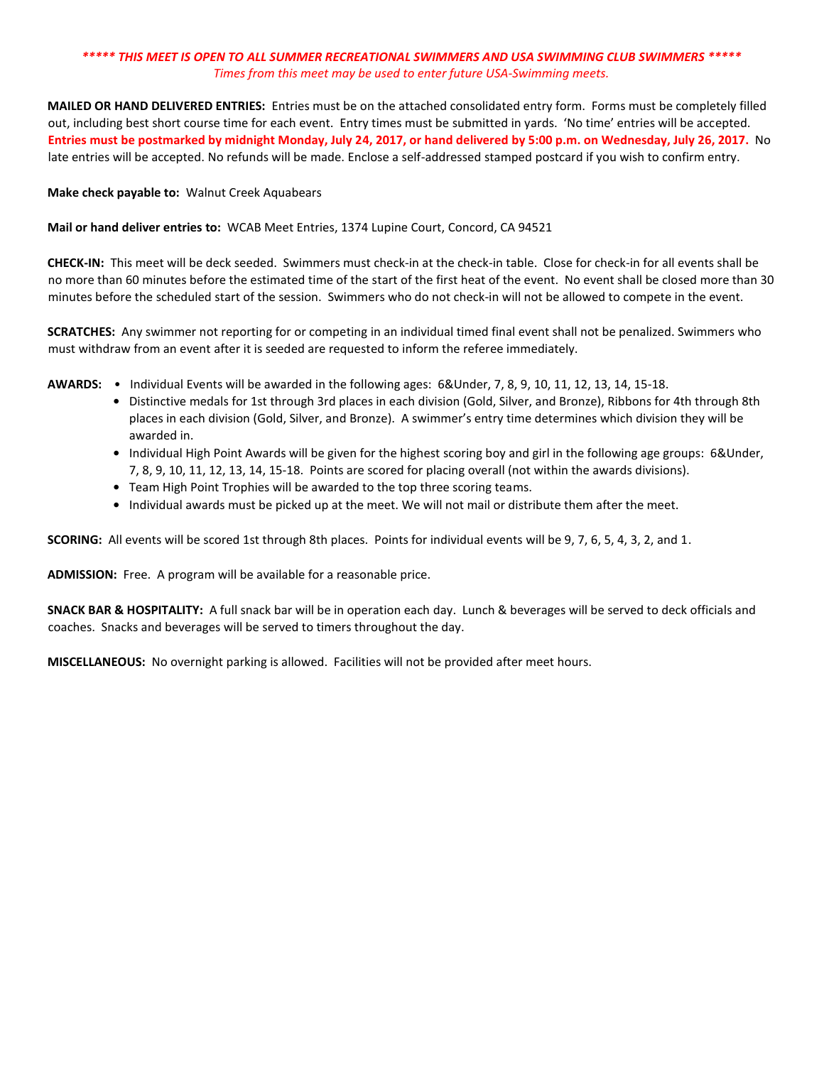***\*\*\*\*\* THIS MEET IS OPEN TO ALL SUMMER RECREATIONAL SWIMMERS AND USA SWIMMING CLUB SWIMMERS \*\*\*\*\****

*Times from this meet may be used to enter future USA-Swimming meets.*

**MAILED OR HAND DELIVERED ENTRIES:** Entries must be on the attached consolidated entry form. Forms must be completely filled out, including best short course time for each event. Entry times must be submitted in yards. 'No time' entries will be accepted. **Entries must be postmarked by midnight Monday, July 24, 2017, or hand delivered by 5:00 p.m. on Wednesday, July 26, 2017.** No late entries will be accepted. No refunds will be made. Enclose a self-addressed stamped postcard if you wish to confirm entry.

**Make check payable to:** Walnut Creek Aquabears

**Mail or hand deliver entries to:** WCAB Meet Entries, 1374 Lupine Court, Concord, CA 94521

**CHECK-IN:** This meet will be deck seeded. Swimmers must check-in at the check-in table. Close for check-in for all events shall be no more than 60 minutes before the estimated time of the start of the first heat of the event. No event shall be closed more than 30 minutes before the scheduled start of the session. Swimmers who do not check-in will not be allowed to compete in the event.

**SCRATCHES:** Any swimmer not reporting for or competing in an individual timed final event shall not be penalized. Swimmers who must withdraw from an event after it is seeded are requested to inform the referee immediately.

**AWARDS:**

- Individual Events will be awarded in the following ages: 6&Under, 7, 8, 9, 10, 11, 12, 13, 14, 15-18.
- Distinctive medals for 1st through 3rd places in each division (Gold, Silver, and Bronze), Ribbons for 4th through 8th places in each division (Gold, Silver, and Bronze). A swimmer's entry time determines which division they will be awarded in.
- Individual High Point Awards will be given for the highest scoring boy and girl in the following age groups: 6&Under, 7, 8, 9, 10, 11, 12, 13, 14, 15-18. Points are scored for placing overall (not within the awards divisions).
- Team High Point Trophies will be awarded to the top three scoring teams.
- Individual awards must be picked up at the meet. We will not mail or distribute them after the meet.

**SCORING:** All events will be scored 1st through 8th places. Points for individual events will be 9, 7, 6, 5, 4, 3, 2, and 1.

**ADMISSION:** Free. A program will be available for a reasonable price.

**SNACK BAR & HOSPITALITY:** A full snack bar will be in operation each day. Lunch & beverages will be served to deck officials and coaches. Snacks and beverages will be served to timers throughout the day.

**MISCELLANEOUS:** No overnight parking is allowed. Facilities will not be provided after meet hours.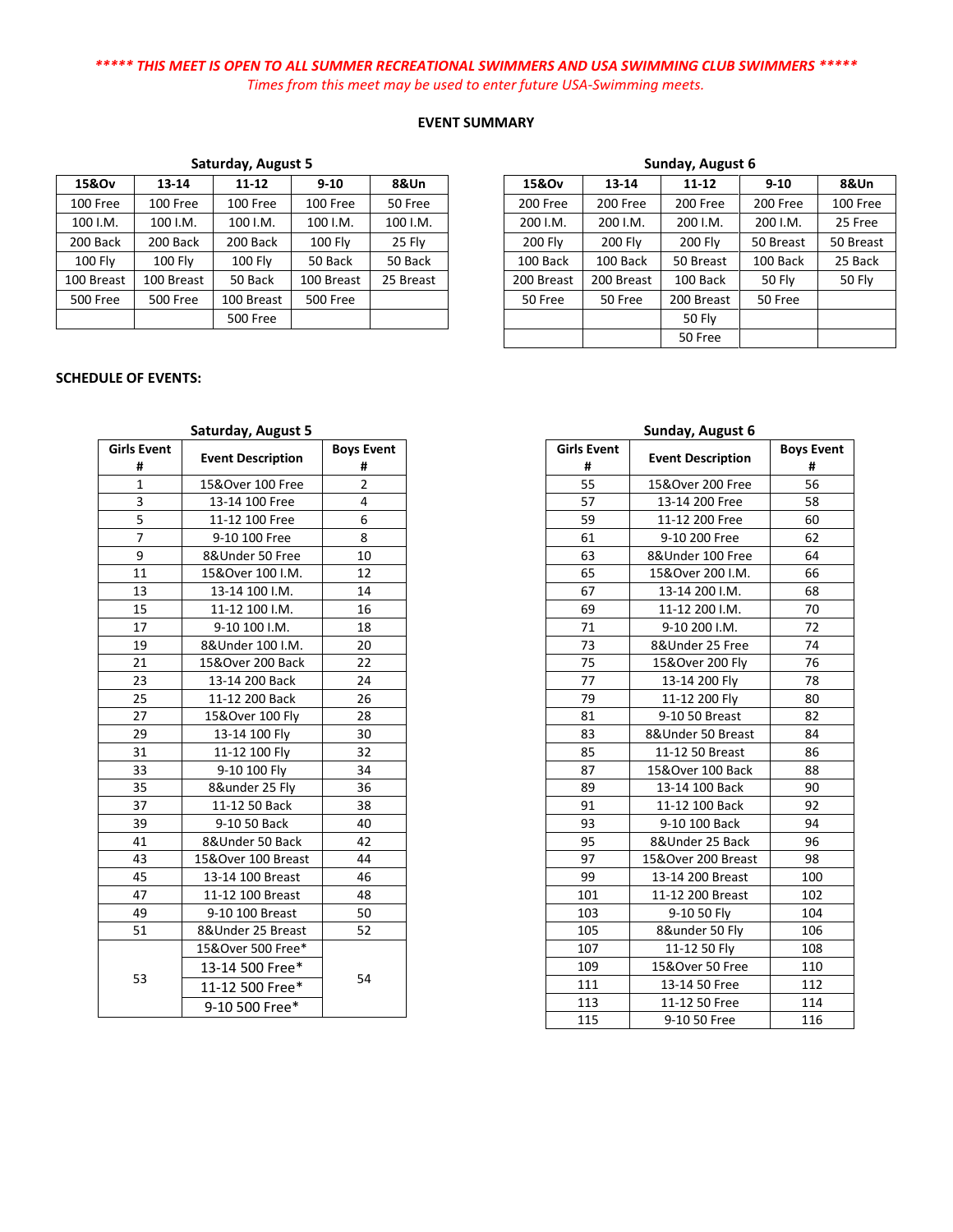***** THIS MEET IS OPEN TO ALL SUMMER RECREATIONAL SWIMMERS AND USA SWIMMING CLUB SWIMMERS *****

*Times from this meet may be used to enter future USA-Swimming meets.*

**EVENT SUMMARY**

**Saturday, August 5**

| 15&Ov | 13-14 | 11-12 | 9-10 | 8&Un |
|---|---|---|---|---|
| 100 Free | 100 Free | 100 Free | 100 Free | 50 Free |
| 100 I.M. | 100 I.M. | 100 I.M. | 100 I.M. | 100 I.M. |
| 200 Back | 200 Back | 200 Back | 100 Fly | 25 Fly |
| 100 Fly | 100 Fly | 100 Fly | 50 Back | 50 Back |
| 100 Breast | 100 Breast | 50 Back | 100 Breast | 25 Breast |
| 500 Free | 500 Free | 100 Breast | 500 Free | |
| | | 500 Free | | |

**Sunday, August 6**

| 15&Ov | 13-14 | 11-12 | 9-10 | 8&Un |
|---|---|---|---|---|
| 200 Free | 200 Free | 200 Free | 200 Free | 100 Free |
| 200 I.M. | 200 I.M. | 200 I.M. | 200 I.M. | 25 Free |
| 200 Fly | 200 Fly | 200 Fly | 50 Breast | 50 Breast |
| 100 Back | 100 Back | 50 Breast | 100 Back | 25 Back |
| 200 Breast | 200 Breast | 100 Back | 50 Fly | 50 Fly |
| 50 Free | 50 Free | 200 Breast | 50 Free | |
| | | 50 Fly | | |
| | | 50 Free | | |

**SCHEDULE OF EVENTS:**

**Saturday, August 5**

| Girls Event # | Event Description | Boys Event # |
|---|---|---|
| 1 | 15&Over 100 Free | 2 |
| 3 | 13-14 100 Free | 4 |
| 5 | 11-12 100 Free | 6 |
| 7 | 9-10 100 Free | 8 |
| 9 | 8&Under 50 Free | 10 |
| 11 | 15&Over 100 I.M. | 12 |
| 13 | 13-14 100 I.M. | 14 |
| 15 | 11-12 100 I.M. | 16 |
| 17 | 9-10 100 I.M. | 18 |
| 19 | 8&Under 100 I.M. | 20 |
| 21 | 15&Over 200 Back | 22 |
| 23 | 13-14 200 Back | 24 |
| 25 | 11-12 200 Back | 26 |
| 27 | 15&Over 100 Fly | 28 |
| 29 | 13-14 100 Fly | 30 |
| 31 | 11-12 100 Fly | 32 |
| 33 | 9-10 100 Fly | 34 |
| 35 | 8&under 25 Fly | 36 |
| 37 | 11-12 50 Back | 38 |
| 39 | 9-10 50 Back | 40 |
| 41 | 8&Under 50 Back | 42 |
| 43 | 15&Over 100 Breast | 44 |
| 45 | 13-14 100 Breast | 46 |
| 47 | 11-12 100 Breast | 48 |
| 49 | 9-10 100 Breast | 50 |
| 51 | 8&Under 25 Breast | 52 |
| 53 | 15&Over 500 Free* | 54 |
| | 13-14 500 Free* | |
| | 11-12 500 Free* | |
| | 9-10 500 Free* | |

**Sunday, August 6**

| Girls Event # | Event Description | Boys Event # |
|---|---|---|
| 55 | 15&Over 200 Free | 56 |
| 57 | 13-14 200 Free | 58 |
| 59 | 11-12 200 Free | 60 |
| 61 | 9-10 200 Free | 62 |
| 63 | 8&Under 100 Free | 64 |
| 65 | 15&Over 200 I.M. | 66 |
| 67 | 13-14 200 I.M. | 68 |
| 69 | 11-12 200 I.M. | 70 |
| 71 | 9-10 200 I.M. | 72 |
| 73 | 8&Under 25 Free | 74 |
| 75 | 15&Over 200 Fly | 76 |
| 77 | 13-14 200 Fly | 78 |
| 79 | 11-12 200 Fly | 80 |
| 81 | 9-10 50 Breast | 82 |
| 83 | 8&Under 50 Breast | 84 |
| 85 | 11-12 50 Breast | 86 |
| 87 | 15&Over 100 Back | 88 |
| 89 | 13-14 100 Back | 90 |
| 91 | 11-12 100 Back | 92 |
| 93 | 9-10 100 Back | 94 |
| 95 | 8&Under 25 Back | 96 |
| 97 | 15&Over 200 Breast | 98 |
| 99 | 13-14 200 Breast | 100 |
| 101 | 11-12 200 Breast | 102 |
| 103 | 9-10 50 Fly | 104 |
| 105 | 8&under 50 Fly | 106 |
| 107 | 11-12 50 Fly | 108 |
| 109 | 15&Over 50 Free | 110 |
| 111 | 13-14 50 Free | 112 |
| 113 | 11-12 50 Free | 114 |
| 115 | 9-10 50 Free | 116 |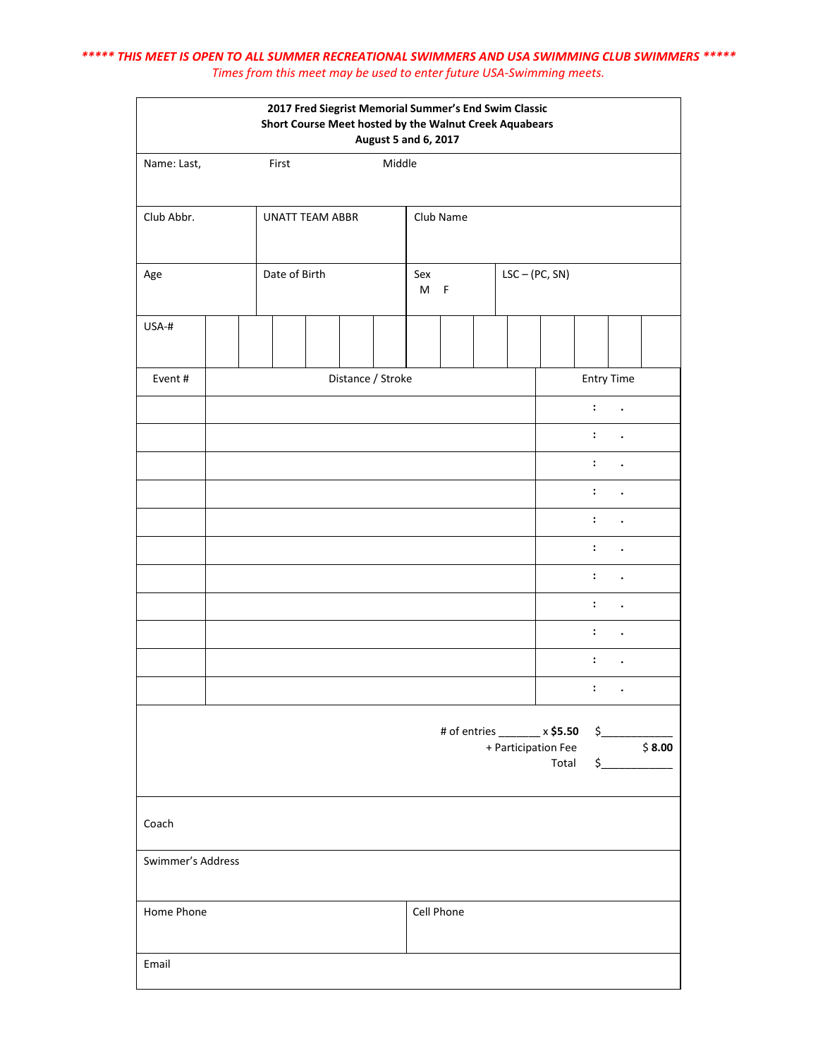***** THIS MEET IS OPEN TO ALL SUMMER RECREATIONAL SWIMMERS AND USA SWIMMING CLUB SWIMMERS *****

*Times from this meet may be used to enter future USA-Swimming meets.*

**2017 Fred Siegrist Memorial Summer's End Swim Classic**
**Short Course Meet hosted by the Walnut Creek Aquabears**
**August 5 and 6, 2017**

| | | | |
|---|---|---|---|
| Name: Last, | First | Middle | |
| Club Abbr. | UNATT TEAM ABBR | Club Name | |
| Age | Date of Birth | Sex M F | LSC – (PC, SN) |
| USA-# | | | |

| Event # | Distance / Stroke | Entry Time |
|---|---|---|
| | | : . |
| | | : . |
| | | : . |
| | | : . |
| | | : . |
| | | : . |
| | | : . |
| | | : . |
| | | : . |
| | | : . |
| | | : . |

\# of entries _______ x **$5.50** $____________

\+ Participation Fee $ **8.00**

Total $____________

| | |
|---|---|
| Coach | |
| Swimmer's Address | |
| Home Phone | Cell Phone |
| Email | |